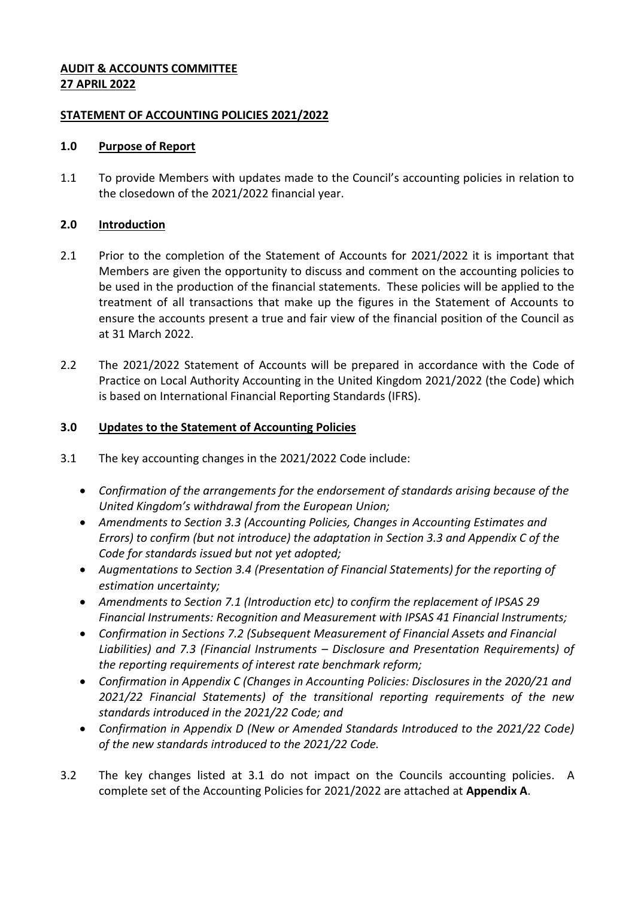**AUDIT & ACCOUNTS COMMITTEE**
**27 APRIL 2022**

**STATEMENT OF ACCOUNTING POLICIES 2021/2022**

## 1.0 Purpose of Report

1.1 To provide Members with updates made to the Council's accounting policies in relation to the closedown of the 2021/2022 financial year.

## 2.0 Introduction

2.1 Prior to the completion of the Statement of Accounts for 2021/2022 it is important that Members are given the opportunity to discuss and comment on the accounting policies to be used in the production of the financial statements. These policies will be applied to the treatment of all transactions that make up the figures in the Statement of Accounts to ensure the accounts present a true and fair view of the financial position of the Council as at 31 March 2022.

2.2 The 2021/2022 Statement of Accounts will be prepared in accordance with the Code of Practice on Local Authority Accounting in the United Kingdom 2021/2022 (the Code) which is based on International Financial Reporting Standards (IFRS).

## 3.0 Updates to the Statement of Accounting Policies

3.1 The key accounting changes in the 2021/2022 Code include:

- *Confirmation of the arrangements for the endorsement of standards arising because of the United Kingdom's withdrawal from the European Union;*
- *Amendments to Section 3.3 (Accounting Policies, Changes in Accounting Estimates and Errors) to confirm (but not introduce) the adaptation in Section 3.3 and Appendix C of the Code for standards issued but not yet adopted;*
- *Augmentations to Section 3.4 (Presentation of Financial Statements) for the reporting of estimation uncertainty;*
- *Amendments to Section 7.1 (Introduction etc) to confirm the replacement of IPSAS 29 Financial Instruments: Recognition and Measurement with IPSAS 41 Financial Instruments;*
- *Confirmation in Sections 7.2 (Subsequent Measurement of Financial Assets and Financial Liabilities) and 7.3 (Financial Instruments – Disclosure and Presentation Requirements) of the reporting requirements of interest rate benchmark reform;*
- *Confirmation in Appendix C (Changes in Accounting Policies: Disclosures in the 2020/21 and 2021/22 Financial Statements) of the transitional reporting requirements of the new standards introduced in the 2021/22 Code; and*
- *Confirmation in Appendix D (New or Amended Standards Introduced to the 2021/22 Code) of the new standards introduced to the 2021/22 Code.*

3.2 The key changes listed at 3.1 do not impact on the Councils accounting policies. A complete set of the Accounting Policies for 2021/2022 are attached at **Appendix A**.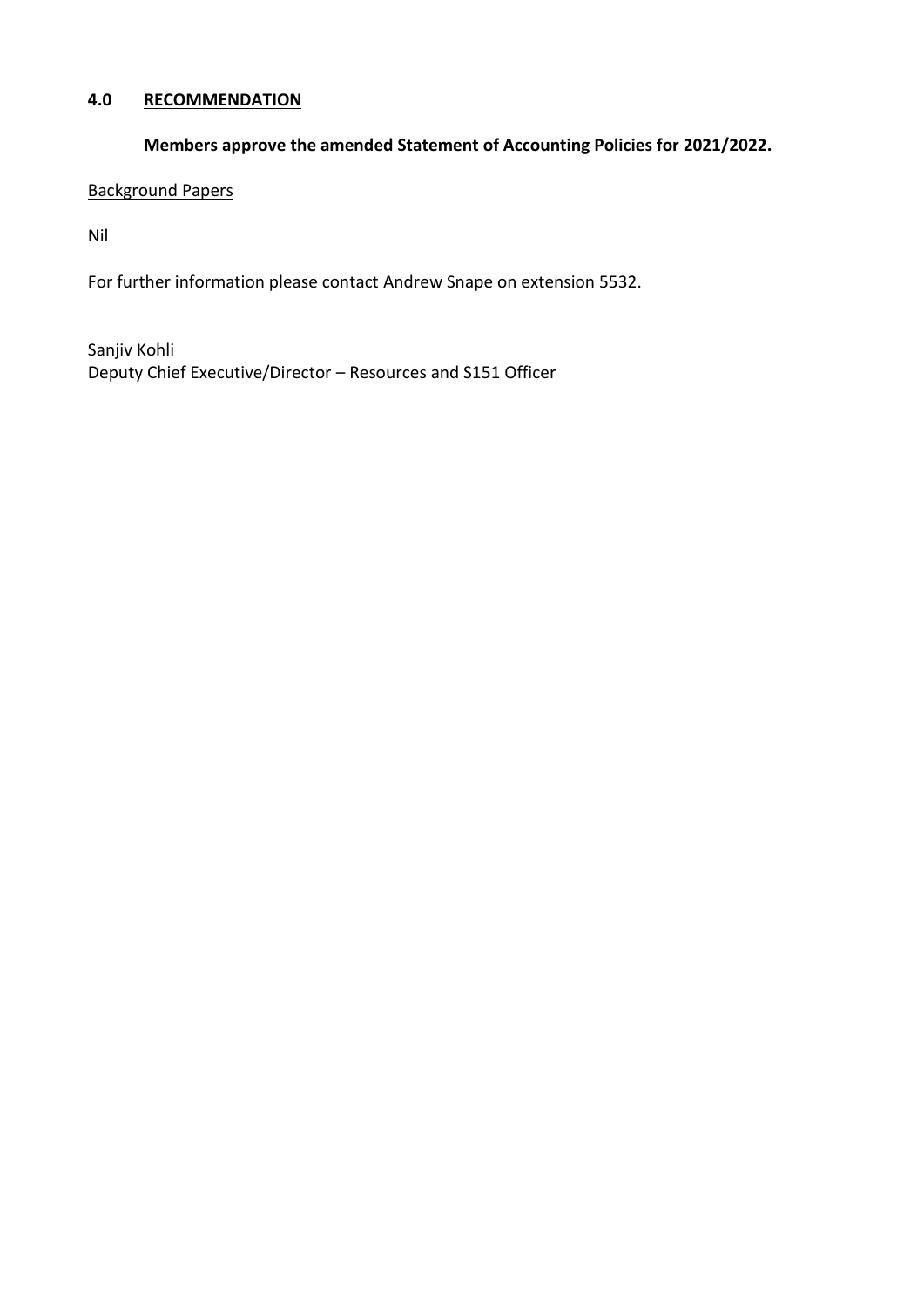## 4.0 RECOMMENDATION

**Members approve the amended Statement of Accounting Policies for 2021/2022.**

Background Papers

Nil

For further information please contact Andrew Snape on extension 5532.

Sanjiv Kohli
Deputy Chief Executive/Director – Resources and S151 Officer